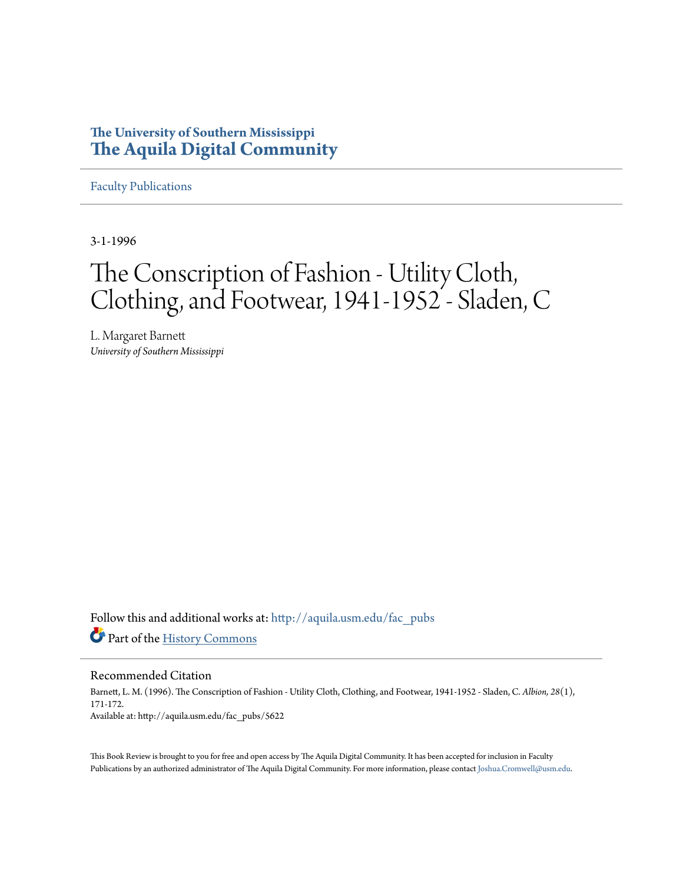The University of Southern Mississippi
**The Aquila Digital Community**

Faculty Publications

3-1-1996

# The Conscription of Fashion - Utility Cloth, Clothing, and Footwear, 1941-1952 - Sladen, C

L. Margaret Barnett
*University of Southern Mississippi*

Follow this and additional works at: http://aquila.usm.edu/fac_pubs

Part of the History Commons

## Recommended Citation

Barnett, L. M. (1996). The Conscription of Fashion - Utility Cloth, Clothing, and Footwear, 1941-1952 - Sladen, C. *Albion, 28*(1), 171-172.
Available at: http://aquila.usm.edu/fac_pubs/5622

This Book Review is brought to you for free and open access by The Aquila Digital Community. It has been accepted for inclusion in Faculty Publications by an authorized administrator of The Aquila Digital Community. For more information, please contact Joshua.Cromwell@usm.edu.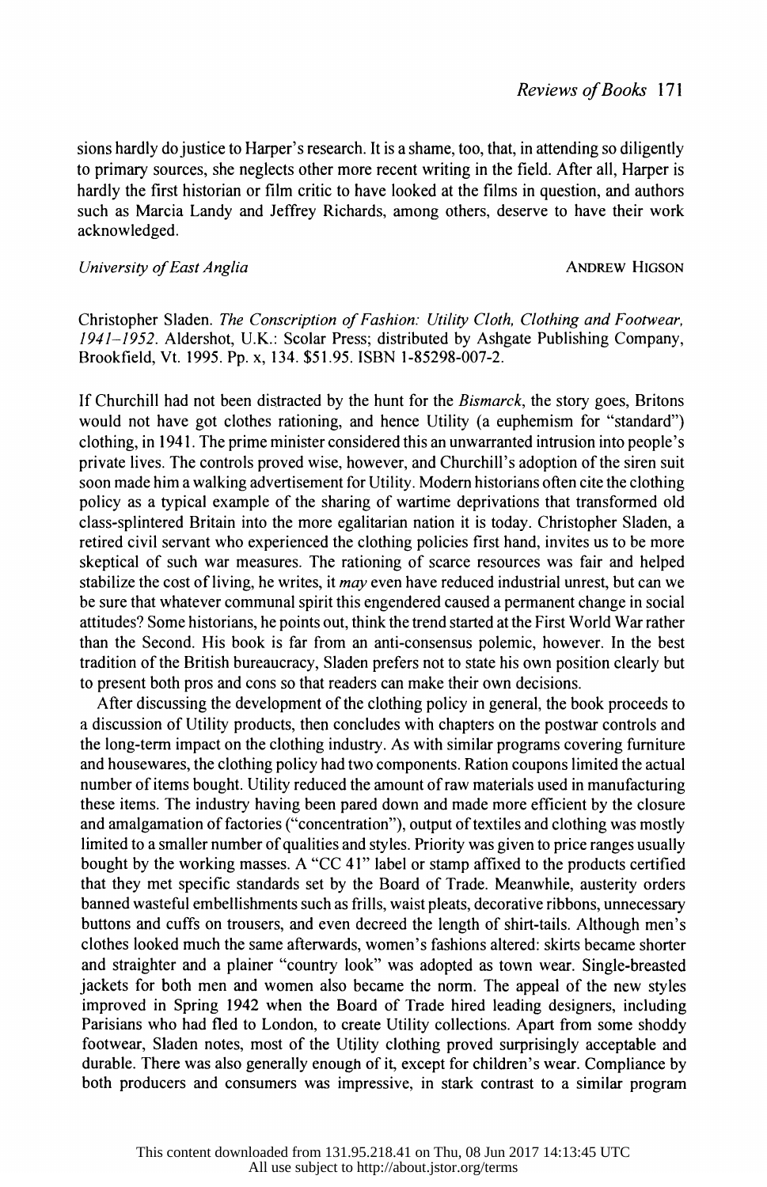sions hardly do justice to Harper's research. It is a shame, too, that, in attending so diligently to primary sources, she neglects other more recent writing in the field. After all, Harper is hardly the first historian or film critic to have looked at the films in question, and authors such as Marcia Landy and Jeffrey Richards, among others, deserve to have their work acknowledged.

*University of East Anglia* — ANDREW HIGSON

Christopher Sladen. *The Conscription of Fashion: Utility Cloth, Clothing and Footwear, 1941–1952*. Aldershot, U.K.: Scolar Press; distributed by Ashgate Publishing Company, Brookfield, Vt. 1995. Pp. x, 134. $51.95. ISBN 1-85298-007-2.

If Churchill had not been distracted by the hunt for the *Bismarck*, the story goes, Britons would not have got clothes rationing, and hence Utility (a euphemism for "standard") clothing, in 1941. The prime minister considered this an unwarranted intrusion into people's private lives. The controls proved wise, however, and Churchill's adoption of the siren suit soon made him a walking advertisement for Utility. Modern historians often cite the clothing policy as a typical example of the sharing of wartime deprivations that transformed old class-splintered Britain into the more egalitarian nation it is today. Christopher Sladen, a retired civil servant who experienced the clothing policies first hand, invites us to be more skeptical of such war measures. The rationing of scarce resources was fair and helped stabilize the cost of living, he writes, it *may* even have reduced industrial unrest, but can we be sure that whatever communal spirit this engendered caused a permanent change in social attitudes? Some historians, he points out, think the trend started at the First World War rather than the Second. His book is far from an anti-consensus polemic, however. In the best tradition of the British bureaucracy, Sladen prefers not to state his own position clearly but to present both pros and cons so that readers can make their own decisions.

After discussing the development of the clothing policy in general, the book proceeds to a discussion of Utility products, then concludes with chapters on the postwar controls and the long-term impact on the clothing industry. As with similar programs covering furniture and housewares, the clothing policy had two components. Ration coupons limited the actual number of items bought. Utility reduced the amount of raw materials used in manufacturing these items. The industry having been pared down and made more efficient by the closure and amalgamation of factories ("concentration"), output of textiles and clothing was mostly limited to a smaller number of qualities and styles. Priority was given to price ranges usually bought by the working masses. A "CC 41" label or stamp affixed to the products certified that they met specific standards set by the Board of Trade. Meanwhile, austerity orders banned wasteful embellishments such as frills, waist pleats, decorative ribbons, unnecessary buttons and cuffs on trousers, and even decreed the length of shirt-tails. Although men's clothes looked much the same afterwards, women's fashions altered: skirts became shorter and straighter and a plainer "country look" was adopted as town wear. Single-breasted jackets for both men and women also became the norm. The appeal of the new styles improved in Spring 1942 when the Board of Trade hired leading designers, including Parisians who had fled to London, to create Utility collections. Apart from some shoddy footwear, Sladen notes, most of the Utility clothing proved surprisingly acceptable and durable. There was also generally enough of it, except for children's wear. Compliance by both producers and consumers was impressive, in stark contrast to a similar program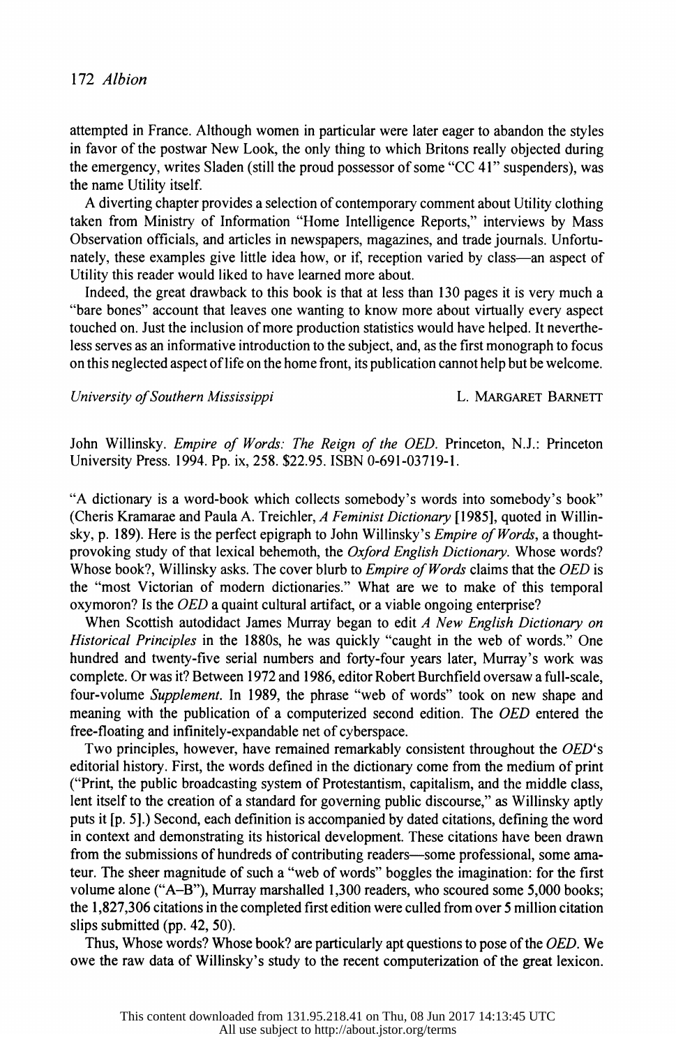attempted in France. Although women in particular were later eager to abandon the styles in favor of the postwar New Look, the only thing to which Britons really objected during the emergency, writes Sladen (still the proud possessor of some "CC 41" suspenders), was the name Utility itself.

A diverting chapter provides a selection of contemporary comment about Utility clothing taken from Ministry of Information "Home Intelligence Reports," interviews by Mass Observation officials, and articles in newspapers, magazines, and trade journals. Unfortunately, these examples give little idea how, or if, reception varied by class—an aspect of Utility this reader would liked to have learned more about.

Indeed, the great drawback to this book is that at less than 130 pages it is very much a "bare bones" account that leaves one wanting to know more about virtually every aspect touched on. Just the inclusion of more production statistics would have helped. It nevertheless serves as an informative introduction to the subject, and, as the first monograph to focus on this neglected aspect of life on the home front, its publication cannot help but be welcome.

*University of Southern Mississippi* L. MARGARET BARNETT

John Willinsky. *Empire of Words: The Reign of the OED*. Princeton, N.J.: Princeton University Press. 1994. Pp. ix, 258. $22.95. ISBN 0-691-03719-1.

"A dictionary is a word-book which collects somebody's words into somebody's book" (Cheris Kramarae and Paula A. Treichler, *A Feminist Dictionary* [1985], quoted in Willinsky, p. 189). Here is the perfect epigraph to John Willinsky's *Empire of Words*, a thought-provoking study of that lexical behemoth, the *Oxford English Dictionary*. Whose words? Whose book?, Willinsky asks. The cover blurb to *Empire of Words* claims that the *OED* is the "most Victorian of modern dictionaries." What are we to make of this temporal oxymoron? Is the *OED* a quaint cultural artifact, or a viable ongoing enterprise?

When Scottish autodidact James Murray began to edit *A New English Dictionary on Historical Principles* in the 1880s, he was quickly "caught in the web of words." One hundred and twenty-five serial numbers and forty-four years later, Murray's work was complete. Or was it? Between 1972 and 1986, editor Robert Burchfield oversaw a full-scale, four-volume *Supplement*. In 1989, the phrase "web of words" took on new shape and meaning with the publication of a computerized second edition. The *OED* entered the free-floating and infinitely-expandable net of cyberspace.

Two principles, however, have remained remarkably consistent throughout the *OED*'s editorial history. First, the words defined in the dictionary come from the medium of print ("Print, the public broadcasting system of Protestantism, capitalism, and the middle class, lent itself to the creation of a standard for governing public discourse," as Willinsky aptly puts it [p. 5].) Second, each definition is accompanied by dated citations, defining the word in context and demonstrating its historical development. These citations have been drawn from the submissions of hundreds of contributing readers—some professional, some amateur. The sheer magnitude of such a "web of words" boggles the imagination: for the first volume alone ("A–B"), Murray marshalled 1,300 readers, who scoured some 5,000 books; the 1,827,306 citations in the completed first edition were culled from over 5 million citation slips submitted (pp. 42, 50).

Thus, Whose words? Whose book? are particularly apt questions to pose of the *OED*. We owe the raw data of Willinsky's study to the recent computerization of the great lexicon.